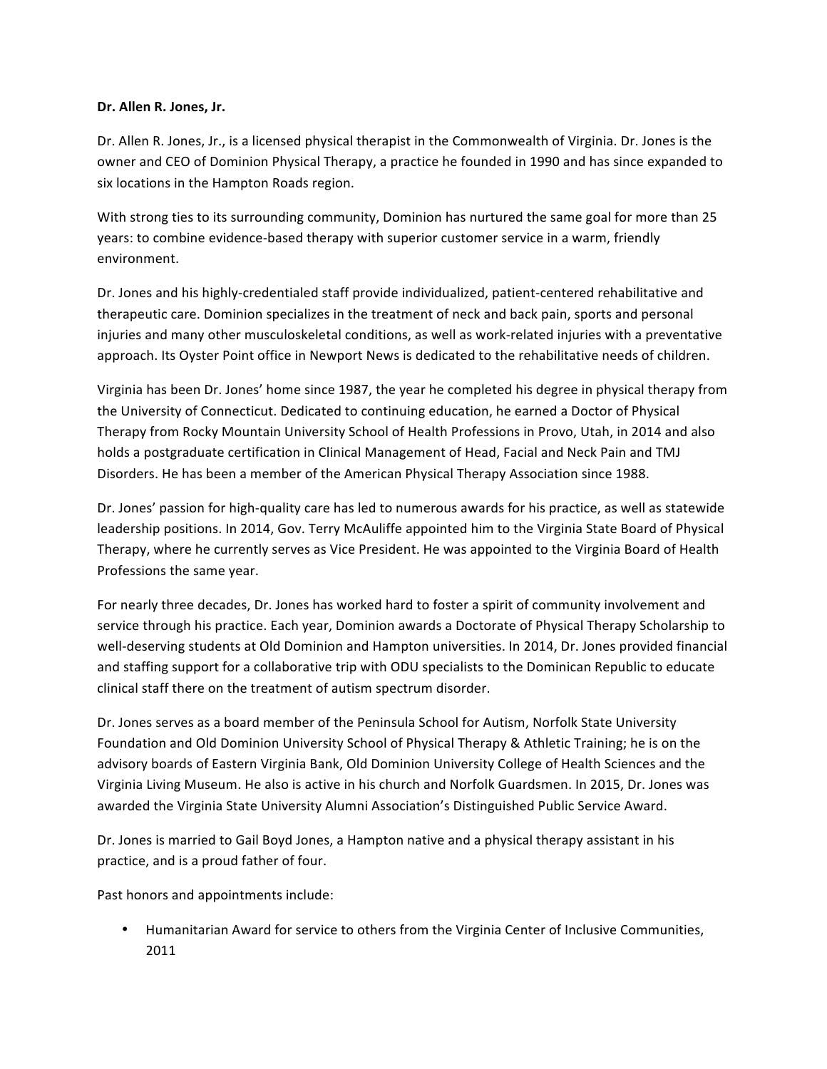**Dr. Allen R. Jones, Jr.**

Dr. Allen R. Jones, Jr., is a licensed physical therapist in the Commonwealth of Virginia. Dr. Jones is the owner and CEO of Dominion Physical Therapy, a practice he founded in 1990 and has since expanded to six locations in the Hampton Roads region.

With strong ties to its surrounding community, Dominion has nurtured the same goal for more than 25 years: to combine evidence-based therapy with superior customer service in a warm, friendly environment.

Dr. Jones and his highly-credentialed staff provide individualized, patient-centered rehabilitative and therapeutic care. Dominion specializes in the treatment of neck and back pain, sports and personal injuries and many other musculoskeletal conditions, as well as work-related injuries with a preventative approach. Its Oyster Point office in Newport News is dedicated to the rehabilitative needs of children.

Virginia has been Dr. Jones' home since 1987, the year he completed his degree in physical therapy from the University of Connecticut. Dedicated to continuing education, he earned a Doctor of Physical Therapy from Rocky Mountain University School of Health Professions in Provo, Utah, in 2014 and also holds a postgraduate certification in Clinical Management of Head, Facial and Neck Pain and TMJ Disorders. He has been a member of the American Physical Therapy Association since 1988.

Dr. Jones' passion for high-quality care has led to numerous awards for his practice, as well as statewide leadership positions. In 2014, Gov. Terry McAuliffe appointed him to the Virginia State Board of Physical Therapy, where he currently serves as Vice President. He was appointed to the Virginia Board of Health Professions the same year.

For nearly three decades, Dr. Jones has worked hard to foster a spirit of community involvement and service through his practice. Each year, Dominion awards a Doctorate of Physical Therapy Scholarship to well-deserving students at Old Dominion and Hampton universities. In 2014, Dr. Jones provided financial and staffing support for a collaborative trip with ODU specialists to the Dominican Republic to educate clinical staff there on the treatment of autism spectrum disorder.

Dr. Jones serves as a board member of the Peninsula School for Autism, Norfolk State University Foundation and Old Dominion University School of Physical Therapy & Athletic Training; he is on the advisory boards of Eastern Virginia Bank, Old Dominion University College of Health Sciences and the Virginia Living Museum. He also is active in his church and Norfolk Guardsmen. In 2015, Dr. Jones was awarded the Virginia State University Alumni Association's Distinguished Public Service Award.

Dr. Jones is married to Gail Boyd Jones, a Hampton native and a physical therapy assistant in his practice, and is a proud father of four.

Past honors and appointments include:

- Humanitarian Award for service to others from the Virginia Center of Inclusive Communities, 2011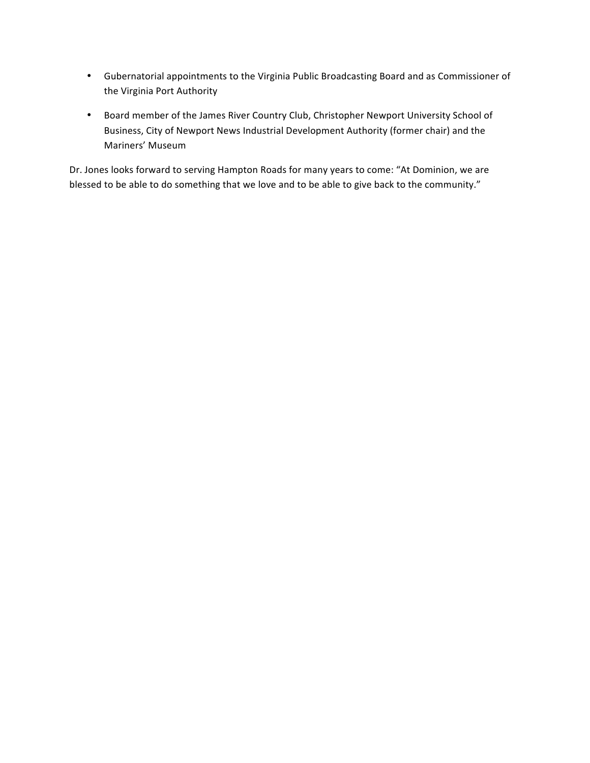- Gubernatorial appointments to the Virginia Public Broadcasting Board and as Commissioner of the Virginia Port Authority
- Board member of the James River Country Club, Christopher Newport University School of Business, City of Newport News Industrial Development Authority (former chair) and the Mariners' Museum

Dr. Jones looks forward to serving Hampton Roads for many years to come: "At Dominion, we are blessed to be able to do something that we love and to be able to give back to the community."